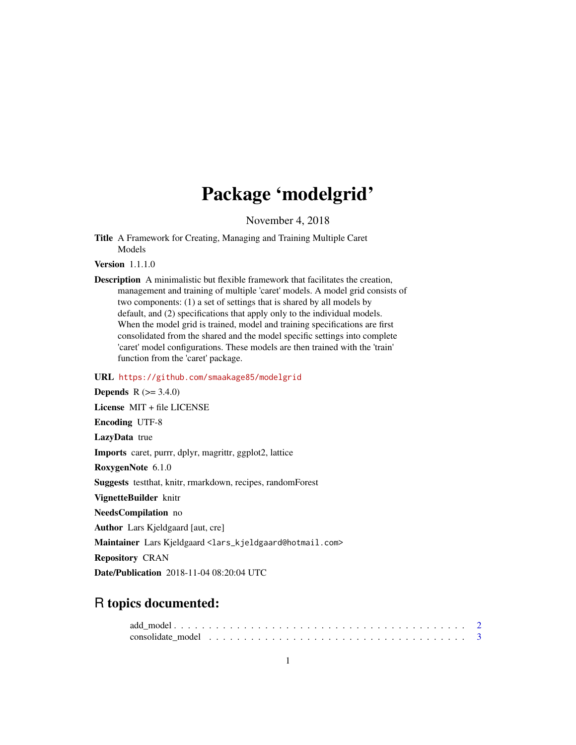# Package 'modelgrid'

November 4, 2018

**Title** A Framework for Creating, Managing and Training Multiple Caret Models

**Version** 1.1.1.0

**Description** A minimalistic but flexible framework that facilitates the creation, management and training of multiple 'caret' models. A model grid consists of two components: (1) a set of settings that is shared by all models by default, and (2) specifications that apply only to the individual models. When the model grid is trained, model and training specifications are first consolidated from the shared and the model specific settings into complete 'caret' model configurations. These models are then trained with the 'train' function from the 'caret' package.

**URL** https://github.com/smaakage85/modelgrid

**Depends** R (>= 3.4.0)

**License** MIT + file LICENSE

**Encoding** UTF-8

**LazyData** true

**Imports** caret, purrr, dplyr, magrittr, ggplot2, lattice

**RoxygenNote** 6.1.0

**Suggests** testthat, knitr, rmarkdown, recipes, randomForest

**VignetteBuilder** knitr

**NeedsCompilation** no

**Author** Lars Kjeldgaard [aut, cre]

**Maintainer** Lars Kjeldgaard <lars_kjeldgaard@hotmail.com>

**Repository** CRAN

**Date/Publication** 2018-11-04 08:20:04 UTC

## R topics documented:

add_model . . . . . . . . . . . . . . . . . . . . . . . . . . . . . . . . . . . . . . . 2
consolidate_model . . . . . . . . . . . . . . . . . . . . . . . . . . . . . . . . . . . 3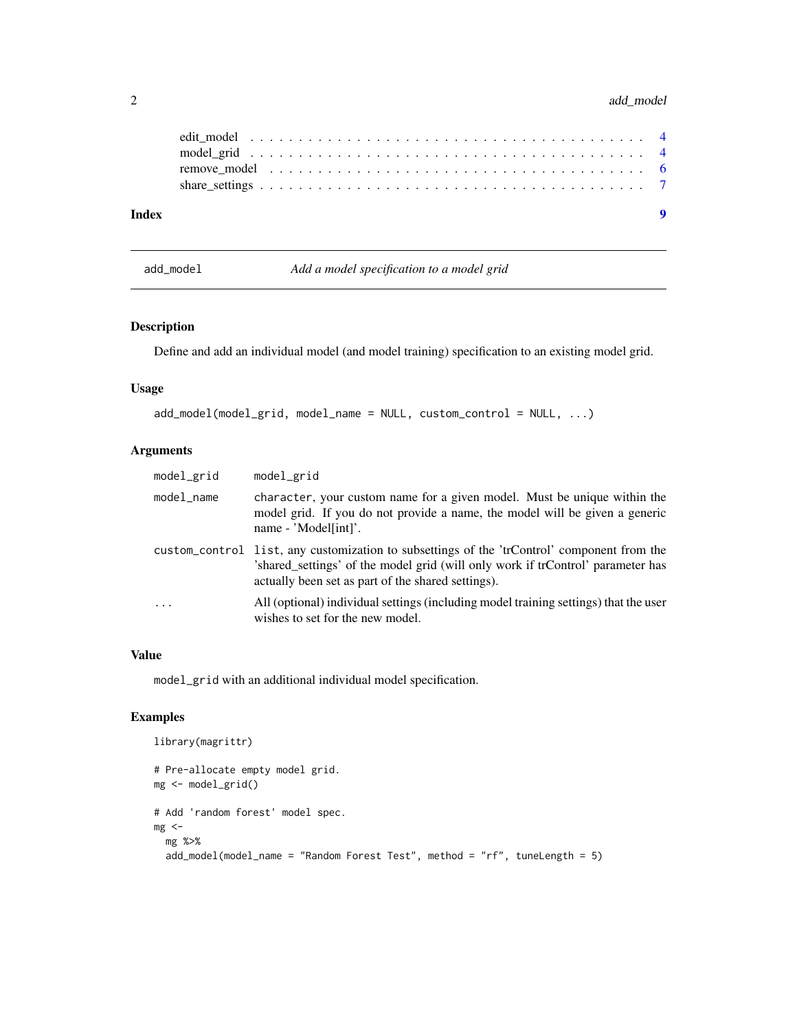edit_model . . . . . . . . . . . . . . . . . . . . . . . . . . . . . . . . . . . . 4
model_grid . . . . . . . . . . . . . . . . . . . . . . . . . . . . . . . . . . . . 4
remove_model . . . . . . . . . . . . . . . . . . . . . . . . . . . . . . . . . . . 6
share_settings . . . . . . . . . . . . . . . . . . . . . . . . . . . . . . . . . . 7

**Index** **9**

---

## add_model — *Add a model specification to a model grid*

### Description

Define and add an individual model (and model training) specification to an existing model grid.

### Usage

```
add_model(model_grid, model_name = NULL, custom_control = NULL, ...)
```

### Arguments

| | |
|---|---|
| `model_grid` | `model_grid` |
| `model_name` | `character`, your custom name for a given model. Must be unique within the model grid. If you do not provide a name, the model will be given a generic name - 'Model[int]'. |
| `custom_control` | `list`, any customization to subsettings of the 'trControl' component from the 'shared_settings' of the model grid (will only work if trControl' parameter has actually been set as part of the shared settings). |
| `...` | All (optional) individual settings (including model training settings) that the user wishes to set for the new model. |

### Value

`model_grid` with an additional individual model specification.

### Examples

```
library(magrittr)

# Pre-allocate empty model grid.
mg <- model_grid()

# Add 'random forest' model spec.
mg <-
  mg %>%
  add_model(model_name = "Random Forest Test", method = "rf", tuneLength = 5)
```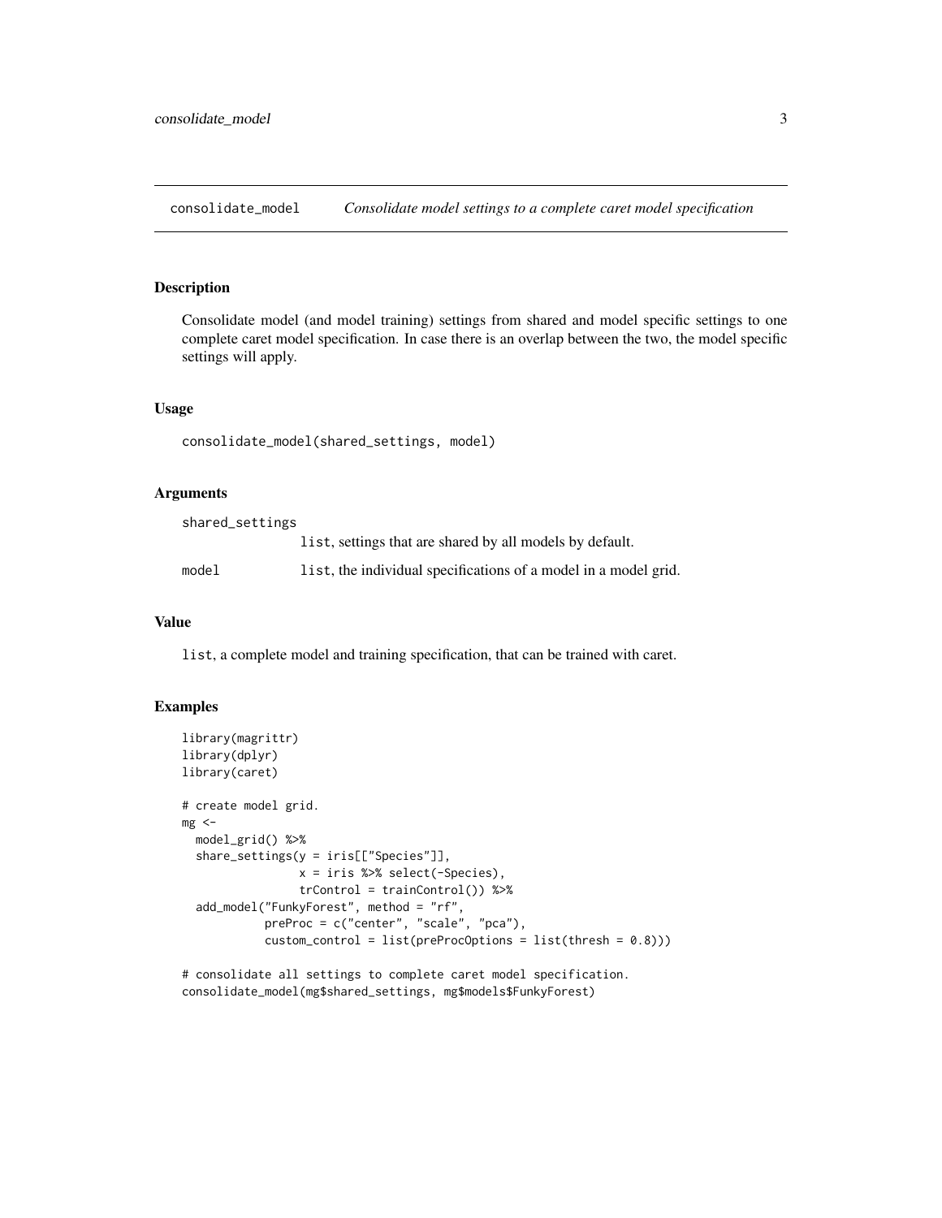consolidate_model    *Consolidate model settings to a complete caret model specification*

## Description

Consolidate model (and model training) settings from shared and model specific settings to one complete caret model specification. In case there is an overlap between the two, the model specific settings will apply.

## Usage

```
consolidate_model(shared_settings, model)
```

## Arguments

| | |
|---|---|
| shared_settings | list, settings that are shared by all models by default. |
| model | list, the individual specifications of a model in a model grid. |

## Value

list, a complete model and training specification, that can be trained with caret.

## Examples

```
library(magrittr)
library(dplyr)
library(caret)

# create model grid.
mg <-
  model_grid() %>%
  share_settings(y = iris[["Species"]],
                 x = iris %>% select(-Species),
                 trControl = trainControl()) %>%
  add_model("FunkyForest", method = "rf",
            preProc = c("center", "scale", "pca"),
            custom_control = list(preProcOptions = list(thresh = 0.8)))

# consolidate all settings to complete caret model specification.
consolidate_model(mg$shared_settings, mg$models$FunkyForest)
```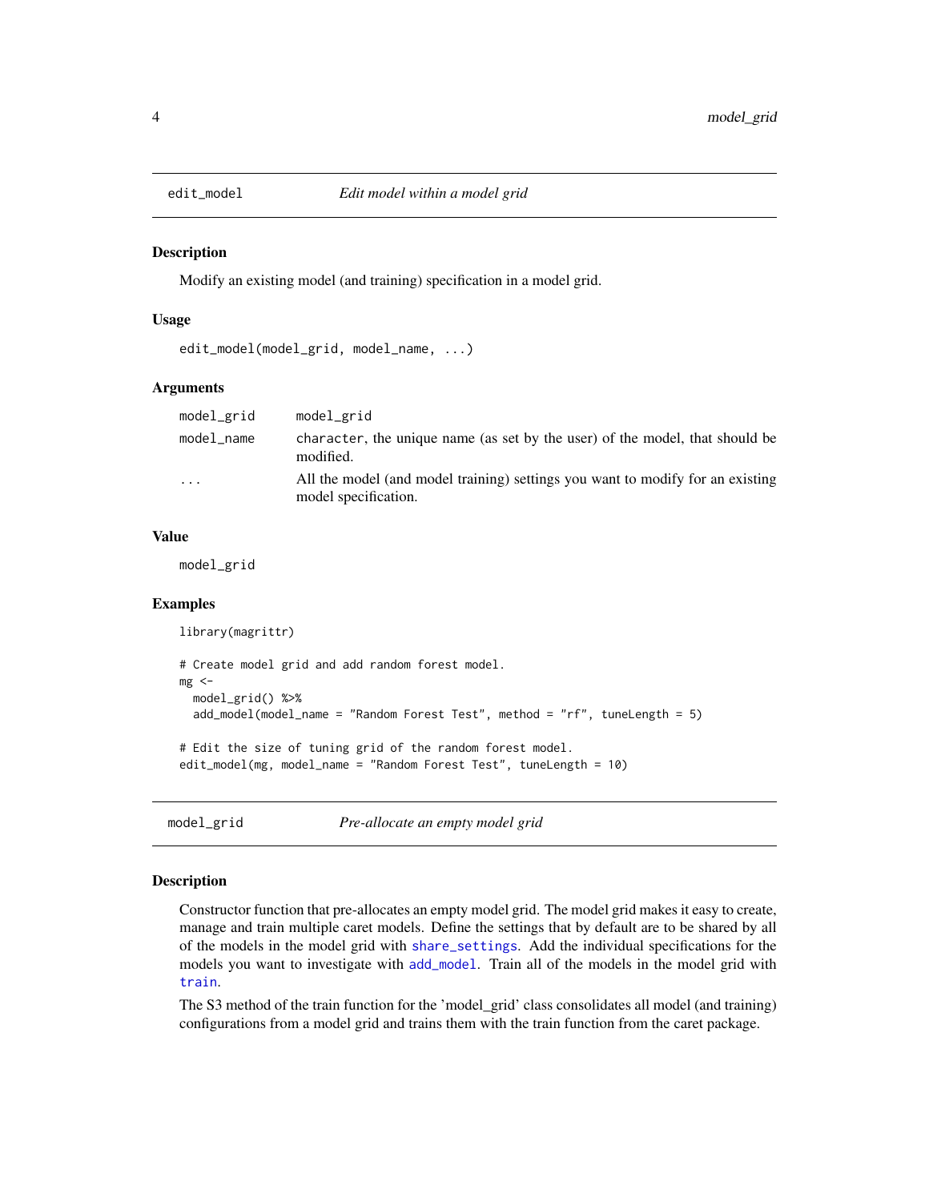## edit_model — *Edit model within a model grid*

### Description

Modify an existing model (and training) specification in a model grid.

### Usage

```
edit_model(model_grid, model_name, ...)
```

### Arguments

| | |
|---|---|
| `model_grid` | `model_grid` |
| `model_name` | `character`, the unique name (as set by the user) of the model, that should be modified. |
| `...` | All the model (and model training) settings you want to modify for an existing model specification. |

### Value

`model_grid`

### Examples

```
library(magrittr)

# Create model grid and add random forest model.
mg <-
  model_grid() %>%
  add_model(model_name = "Random Forest Test", method = "rf", tuneLength = 5)

# Edit the size of tuning grid of the random forest model.
edit_model(mg, model_name = "Random Forest Test", tuneLength = 10)
```

## model_grid — *Pre-allocate an empty model grid*

### Description

Constructor function that pre-allocates an empty model grid. The model grid makes it easy to create, manage and train multiple caret models. Define the settings that by default are to be shared by all of the models in the model grid with `share_settings`. Add the individual specifications for the models you want to investigate with `add_model`. Train all of the models in the model grid with `train`.

The S3 method of the train function for the 'model_grid' class consolidates all model (and training) configurations from a model grid and trains them with the train function from the caret package.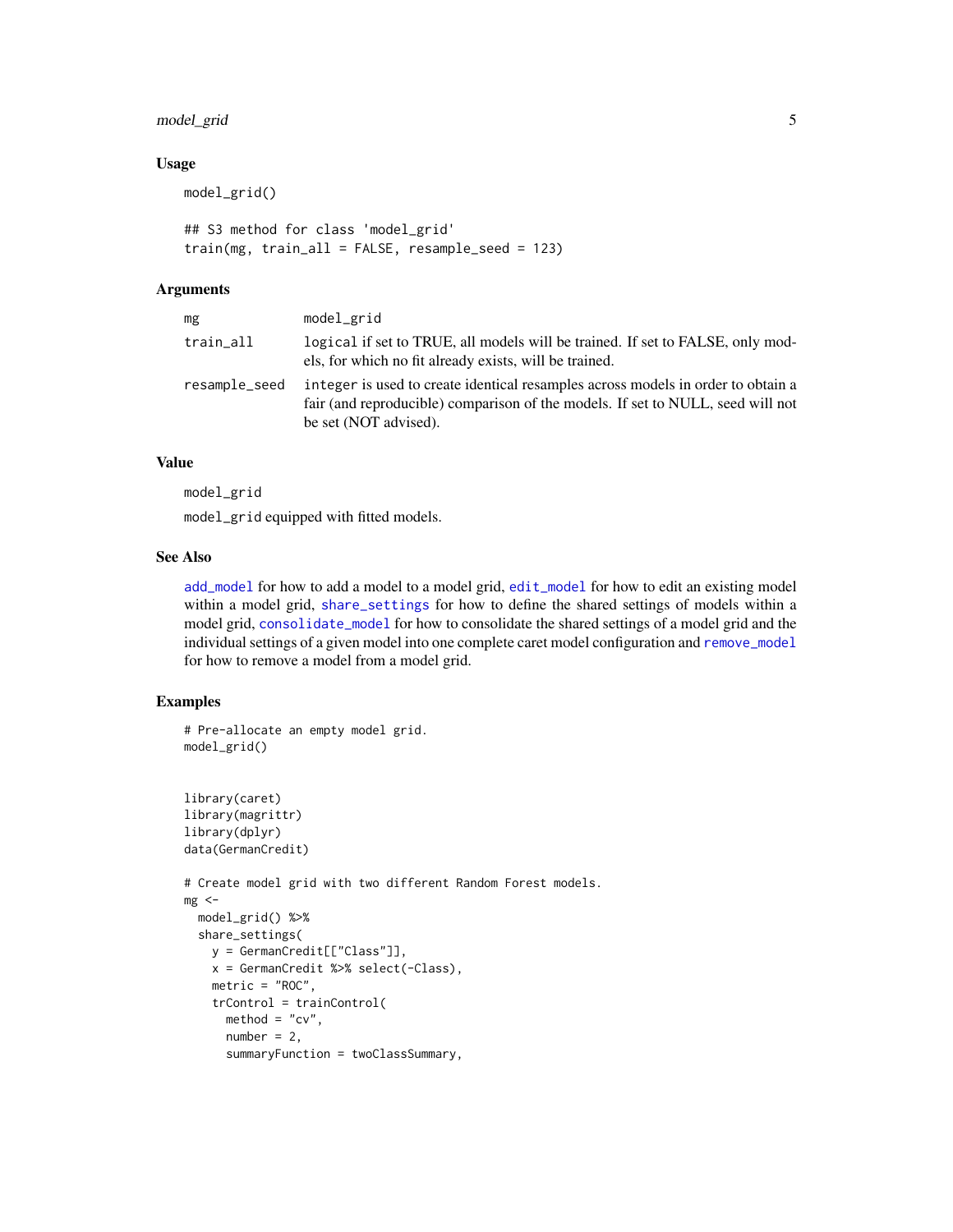### Usage

```
model_grid()

## S3 method for class 'model_grid'
train(mg, train_all = FALSE, resample_seed = 123)
```

### Arguments

| | |
|---|---|
| mg | model_grid |
| train_all | logical if set to TRUE, all models will be trained. If set to FALSE, only models, for which no fit already exists, will be trained. |
| resample_seed | integer is used to create identical resamples across models in order to obtain a fair (and reproducible) comparison of the models. If set to NULL, seed will not be set (NOT advised). |

### Value

model_grid

model_grid equipped with fitted models.

### See Also

add_model for how to add a model to a model grid, edit_model for how to edit an existing model within a model grid, share_settings for how to define the shared settings of models within a model grid, consolidate_model for how to consolidate the shared settings of a model grid and the individual settings of a given model into one complete caret model configuration and remove_model for how to remove a model from a model grid.

### Examples

```
# Pre-allocate an empty model grid.
model_grid()


library(caret)
library(magrittr)
library(dplyr)
data(GermanCredit)

# Create model grid with two different Random Forest models.
mg <-
  model_grid() %>%
  share_settings(
    y = GermanCredit[["Class"]],
    x = GermanCredit %>% select(-Class),
    metric = "ROC",
    trControl = trainControl(
      method = "cv",
      number = 2,
      summaryFunction = twoClassSummary,
```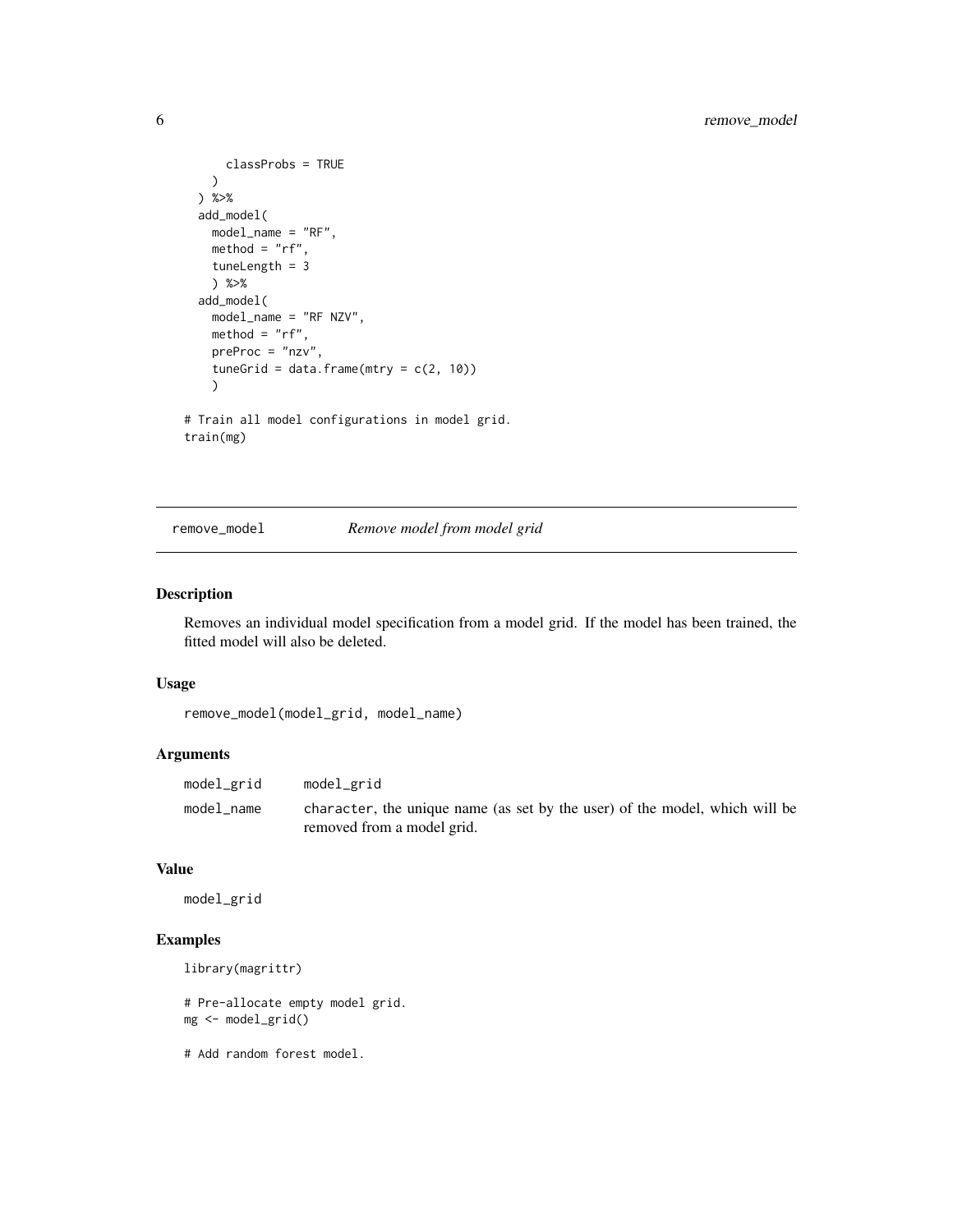```
      classProbs = TRUE
    )
  ) %>%
  add_model(
    model_name = "RF",
    method = "rf",
    tuneLength = 3
    ) %>%
  add_model(
    model_name = "RF NZV",
    method = "rf",
    preProc = "nzv",
    tuneGrid = data.frame(mtry = c(2, 10))
    )

# Train all model configurations in model grid.
train(mg)
```

---

## remove_model — *Remove model from model grid*

### Description

Removes an individual model specification from a model grid. If the model has been trained, the fitted model will also be deleted.

### Usage

```
remove_model(model_grid, model_name)
```

### Arguments

| | |
|---|---|
| `model_grid` | `model_grid` |
| `model_name` | `character`, the unique name (as set by the user) of the model, which will be removed from a model grid. |

### Value

`model_grid`

### Examples

```
library(magrittr)

# Pre-allocate empty model grid.
mg <- model_grid()

# Add random forest model.
```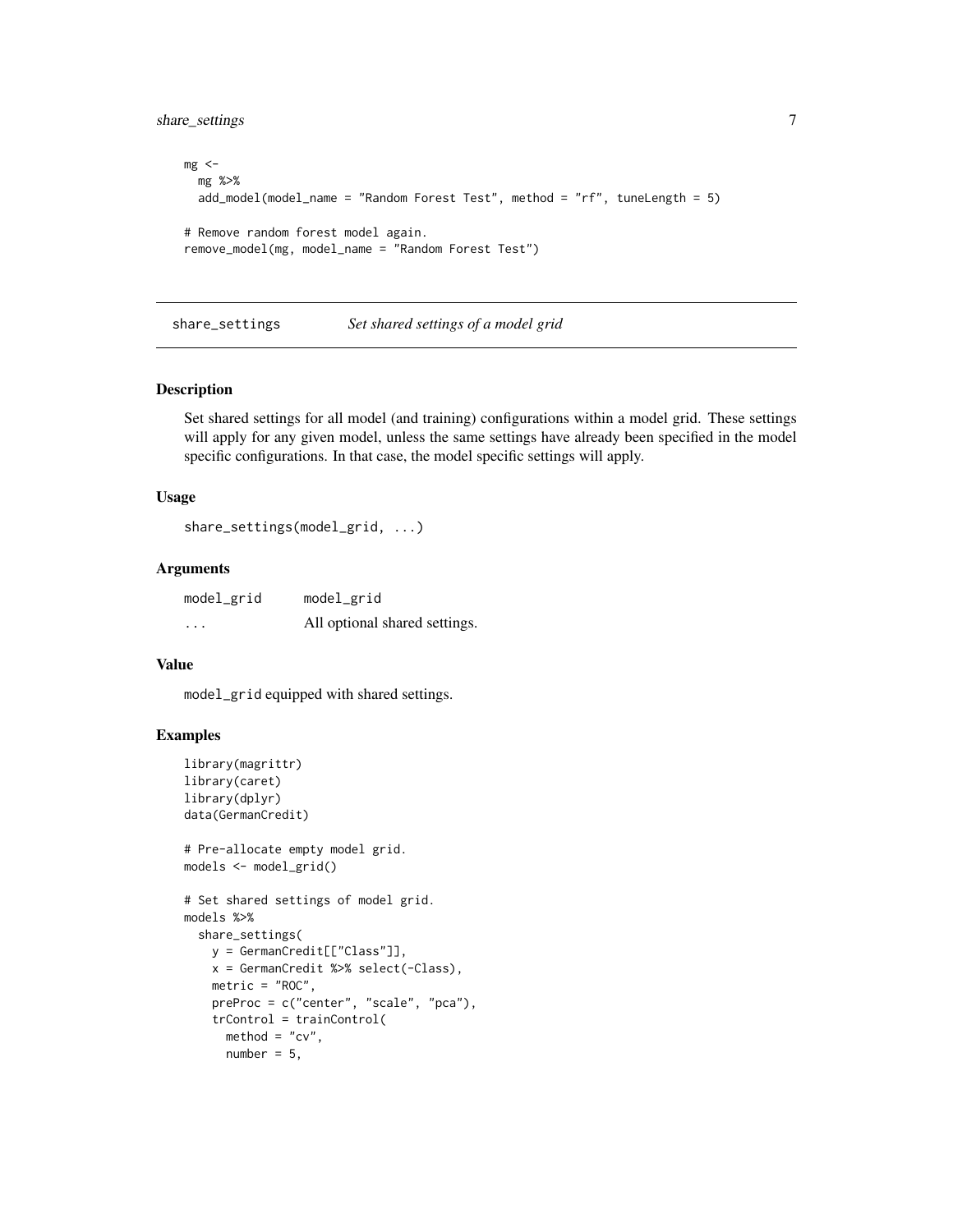```
mg <-
  mg %>%
  add_model(model_name = "Random Forest Test", method = "rf", tuneLength = 5)

# Remove random forest model again.
remove_model(mg, model_name = "Random Forest Test")
```

## share_settings *Set shared settings of a model grid*

### Description

Set shared settings for all model (and training) configurations within a model grid. These settings will apply for any given model, unless the same settings have already been specified in the model specific configurations. In that case, the model specific settings will apply.

### Usage

```
share_settings(model_grid, ...)
```

### Arguments

| | |
|---|---|
| model_grid | model_grid |
| ... | All optional shared settings. |

### Value

`model_grid` equipped with shared settings.

### Examples

```
library(magrittr)
library(caret)
library(dplyr)
data(GermanCredit)

# Pre-allocate empty model grid.
models <- model_grid()

# Set shared settings of model grid.
models %>%
  share_settings(
    y = GermanCredit[["Class"]],
    x = GermanCredit %>% select(-Class),
    metric = "ROC",
    preProc = c("center", "scale", "pca"),
    trControl = trainControl(
      method = "cv",
      number = 5,
```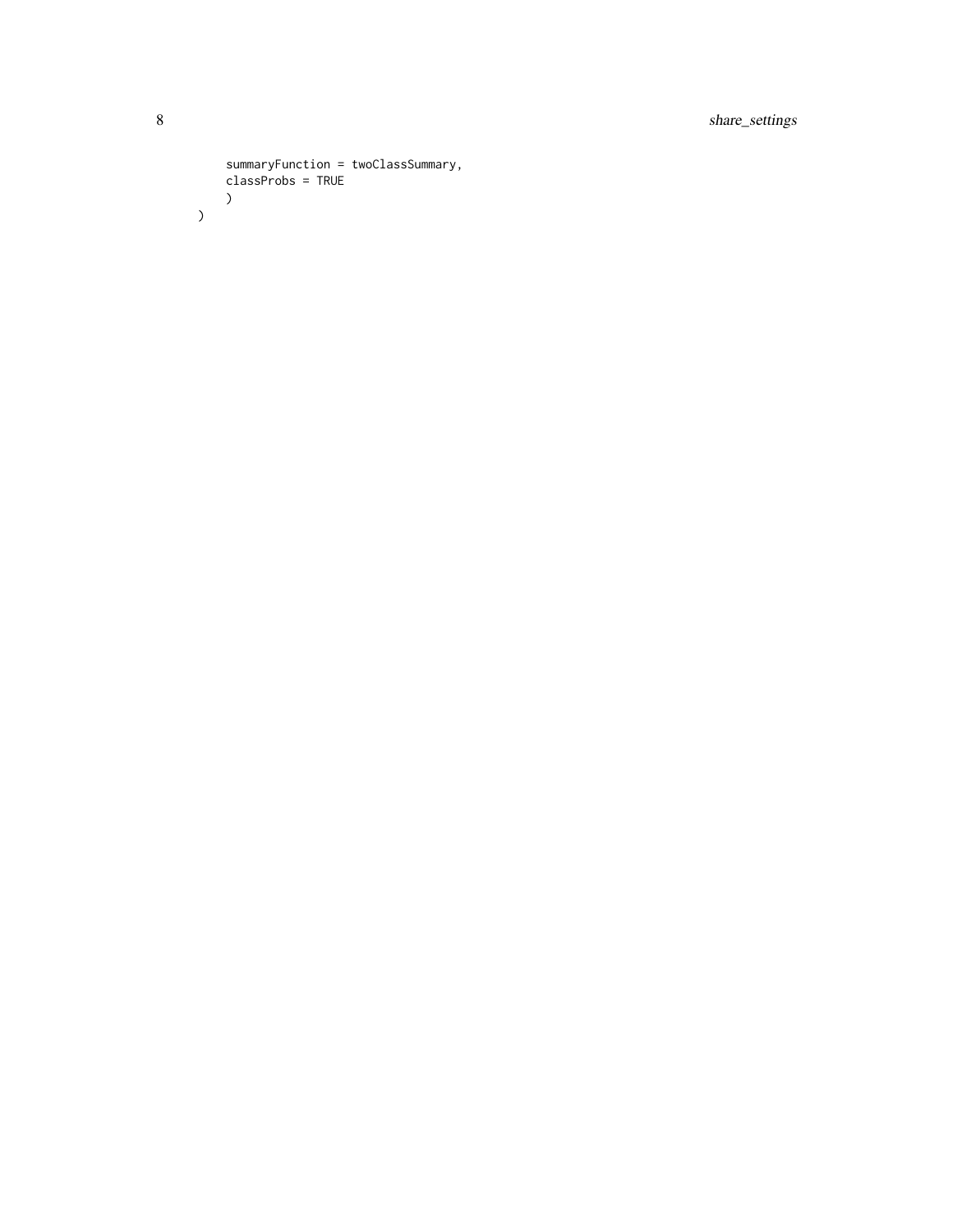```
    summaryFunction = twoClassSummary,
    classProbs = TRUE
    )
)
```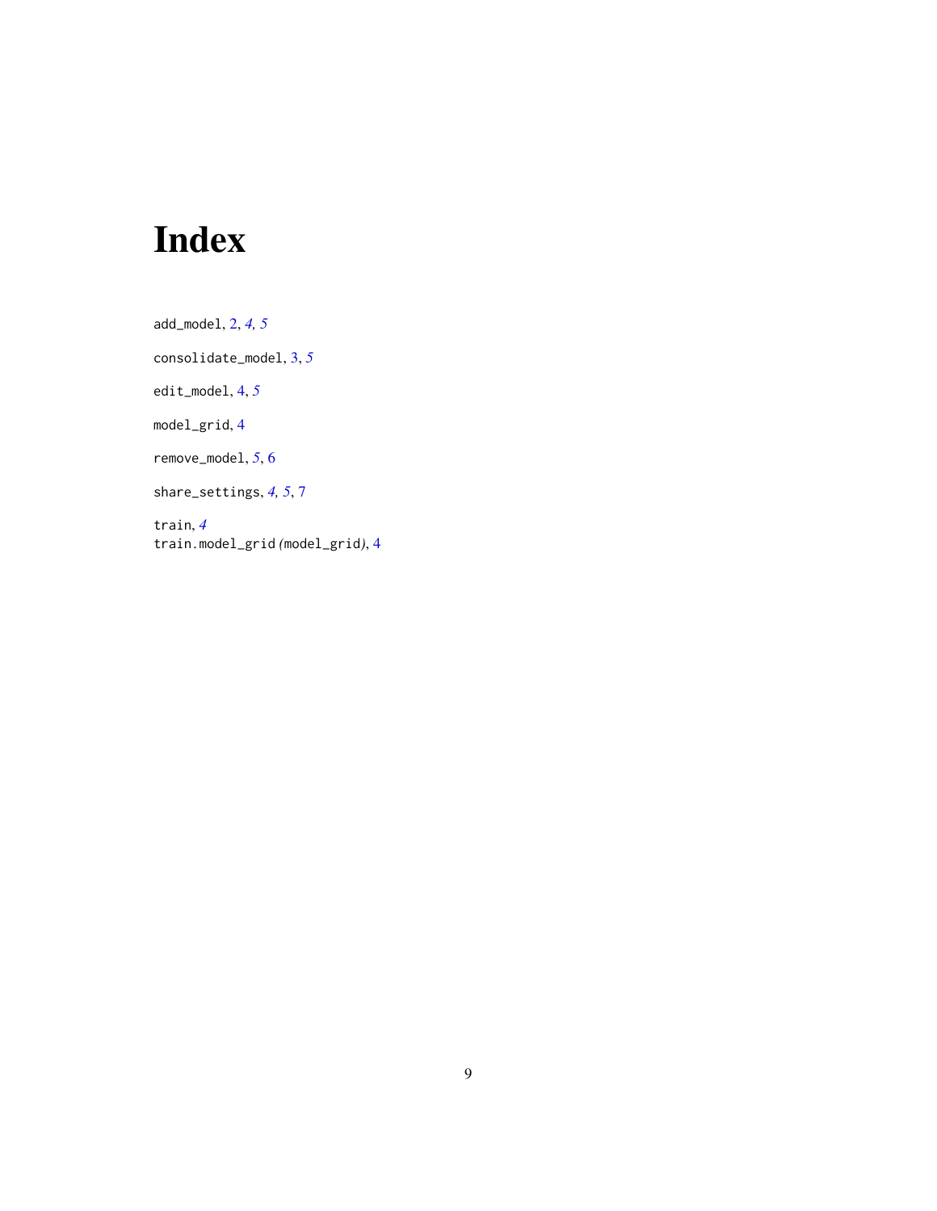# Index

add_model, 2, *4, 5*

consolidate_model, 3, *5*

edit_model, 4, *5*

model_grid, 4

remove_model, *5*, 6

share_settings, *4, 5*, 7

train, *4*
train.model_grid *(*model_grid*)*, 4